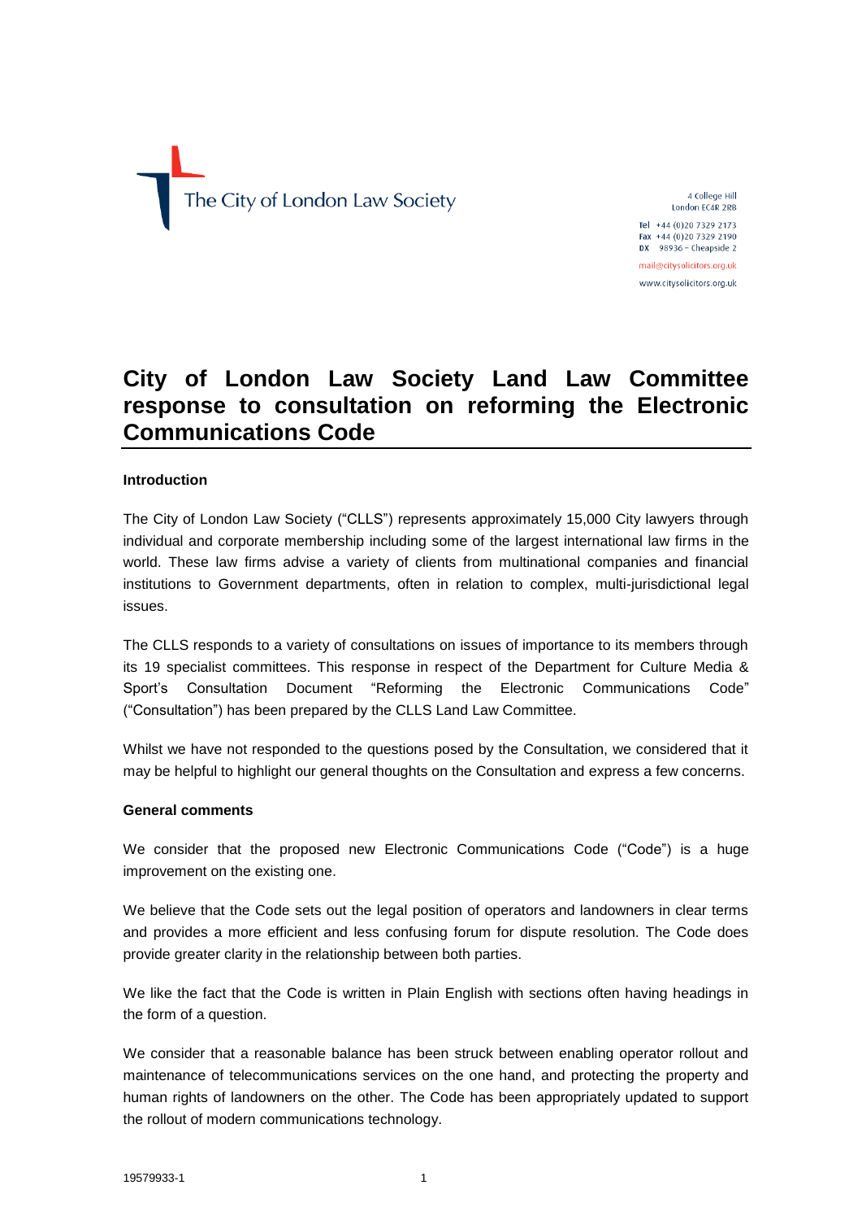The City of London Law Society

4 College Hill
London EC4R 2RB

Tel +44 (0)20 7329 2173
Fax +44 (0)20 7329 2190
DX 98936 – Cheapside 2

mail@citysolicitors.org.uk
www.citysolicitors.org.uk

# City of London Law Society Land Law Committee response to consultation on reforming the Electronic Communications Code

**Introduction**

The City of London Law Society ("CLLS") represents approximately 15,000 City lawyers through individual and corporate membership including some of the largest international law firms in the world. These law firms advise a variety of clients from multinational companies and financial institutions to Government departments, often in relation to complex, multi-jurisdictional legal issues.

The CLLS responds to a variety of consultations on issues of importance to its members through its 19 specialist committees. This response in respect of the Department for Culture Media & Sport's Consultation Document "Reforming the Electronic Communications Code" ("Consultation") has been prepared by the CLLS Land Law Committee.

Whilst we have not responded to the questions posed by the Consultation, we considered that it may be helpful to highlight our general thoughts on the Consultation and express a few concerns.

**General comments**

We consider that the proposed new Electronic Communications Code ("Code") is a huge improvement on the existing one.

We believe that the Code sets out the legal position of operators and landowners in clear terms and provides a more efficient and less confusing forum for dispute resolution. The Code does provide greater clarity in the relationship between both parties.

We like the fact that the Code is written in Plain English with sections often having headings in the form of a question.

We consider that a reasonable balance has been struck between enabling operator rollout and maintenance of telecommunications services on the one hand, and protecting the property and human rights of landowners on the other. The Code has been appropriately updated to support the rollout of modern communications technology.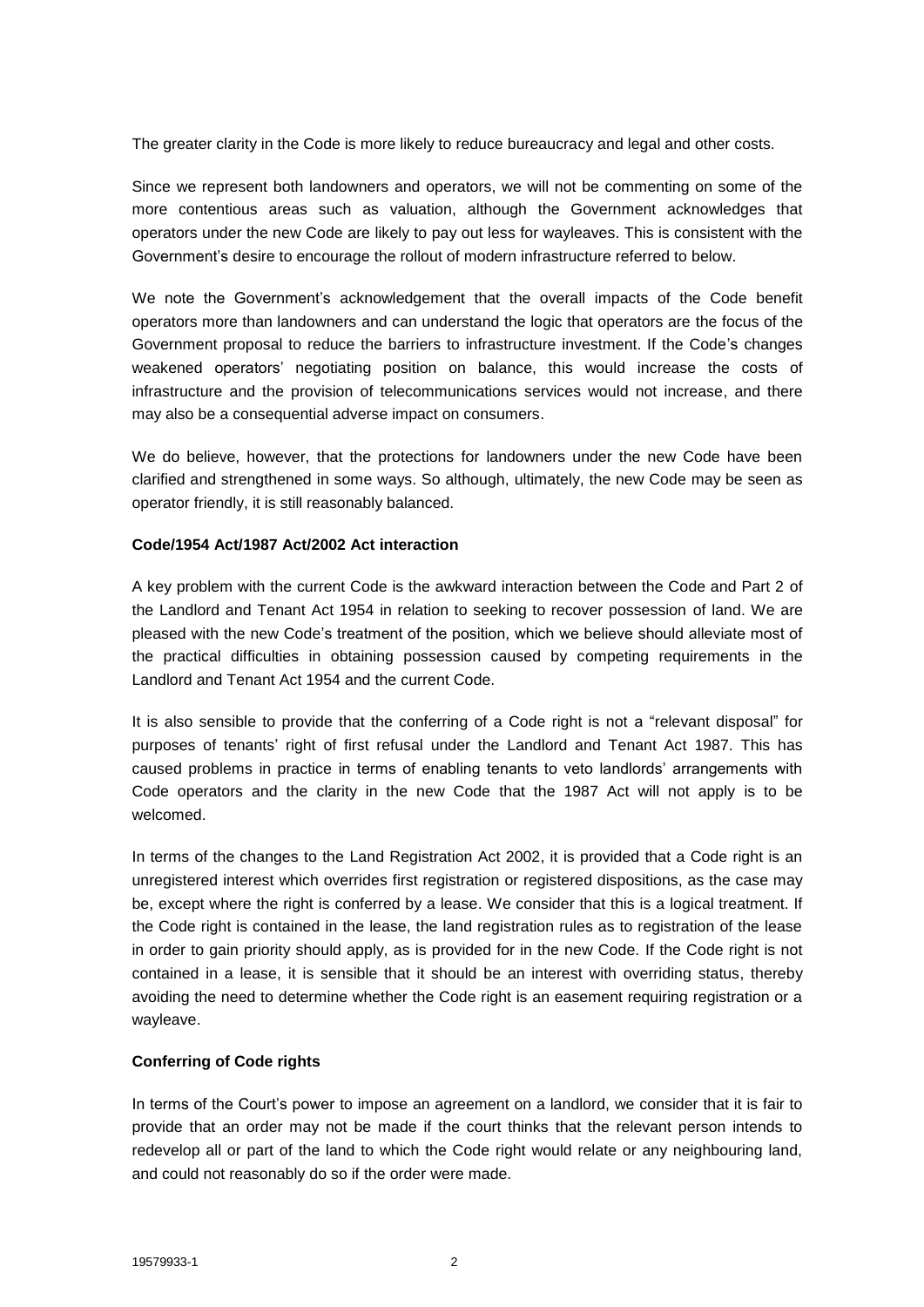The greater clarity in the Code is more likely to reduce bureaucracy and legal and other costs.

Since we represent both landowners and operators, we will not be commenting on some of the more contentious areas such as valuation, although the Government acknowledges that operators under the new Code are likely to pay out less for wayleaves. This is consistent with the Government's desire to encourage the rollout of modern infrastructure referred to below.

We note the Government's acknowledgement that the overall impacts of the Code benefit operators more than landowners and can understand the logic that operators are the focus of the Government proposal to reduce the barriers to infrastructure investment. If the Code's changes weakened operators' negotiating position on balance, this would increase the costs of infrastructure and the provision of telecommunications services would not increase, and there may also be a consequential adverse impact on consumers.

We do believe, however, that the protections for landowners under the new Code have been clarified and strengthened in some ways. So although, ultimately, the new Code may be seen as operator friendly, it is still reasonably balanced.

**Code/1954 Act/1987 Act/2002 Act interaction**

A key problem with the current Code is the awkward interaction between the Code and Part 2 of the Landlord and Tenant Act 1954 in relation to seeking to recover possession of land. We are pleased with the new Code's treatment of the position, which we believe should alleviate most of the practical difficulties in obtaining possession caused by competing requirements in the Landlord and Tenant Act 1954 and the current Code.

It is also sensible to provide that the conferring of a Code right is not a "relevant disposal" for purposes of tenants' right of first refusal under the Landlord and Tenant Act 1987. This has caused problems in practice in terms of enabling tenants to veto landlords' arrangements with Code operators and the clarity in the new Code that the 1987 Act will not apply is to be welcomed.

In terms of the changes to the Land Registration Act 2002, it is provided that a Code right is an unregistered interest which overrides first registration or registered dispositions, as the case may be, except where the right is conferred by a lease. We consider that this is a logical treatment. If the Code right is contained in the lease, the land registration rules as to registration of the lease in order to gain priority should apply, as is provided for in the new Code. If the Code right is not contained in a lease, it is sensible that it should be an interest with overriding status, thereby avoiding the need to determine whether the Code right is an easement requiring registration or a wayleave.

**Conferring of Code rights**

In terms of the Court's power to impose an agreement on a landlord, we consider that it is fair to provide that an order may not be made if the court thinks that the relevant person intends to redevelop all or part of the land to which the Code right would relate or any neighbouring land, and could not reasonably do so if the order were made.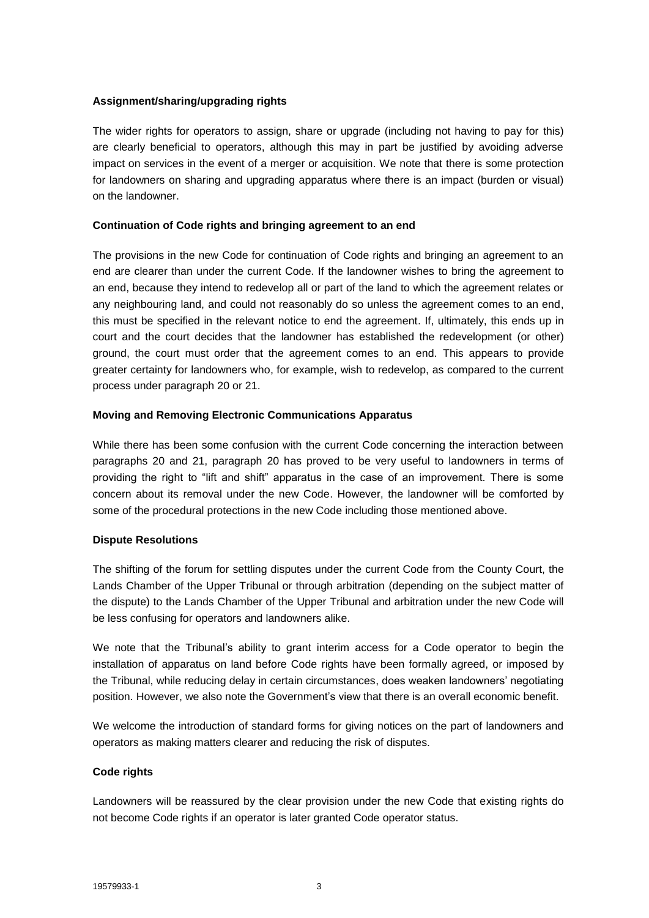**Assignment/sharing/upgrading rights**

The wider rights for operators to assign, share or upgrade (including not having to pay for this) are clearly beneficial to operators, although this may in part be justified by avoiding adverse impact on services in the event of a merger or acquisition. We note that there is some protection for landowners on sharing and upgrading apparatus where there is an impact (burden or visual) on the landowner.

**Continuation of Code rights and bringing agreement to an end**

The provisions in the new Code for continuation of Code rights and bringing an agreement to an end are clearer than under the current Code. If the landowner wishes to bring the agreement to an end, because they intend to redevelop all or part of the land to which the agreement relates or any neighbouring land, and could not reasonably do so unless the agreement comes to an end, this must be specified in the relevant notice to end the agreement. If, ultimately, this ends up in court and the court decides that the landowner has established the redevelopment (or other) ground, the court must order that the agreement comes to an end. This appears to provide greater certainty for landowners who, for example, wish to redevelop, as compared to the current process under paragraph 20 or 21.

**Moving and Removing Electronic Communications Apparatus**

While there has been some confusion with the current Code concerning the interaction between paragraphs 20 and 21, paragraph 20 has proved to be very useful to landowners in terms of providing the right to "lift and shift" apparatus in the case of an improvement. There is some concern about its removal under the new Code. However, the landowner will be comforted by some of the procedural protections in the new Code including those mentioned above.

**Dispute Resolutions**

The shifting of the forum for settling disputes under the current Code from the County Court, the Lands Chamber of the Upper Tribunal or through arbitration (depending on the subject matter of the dispute) to the Lands Chamber of the Upper Tribunal and arbitration under the new Code will be less confusing for operators and landowners alike.

We note that the Tribunal's ability to grant interim access for a Code operator to begin the installation of apparatus on land before Code rights have been formally agreed, or imposed by the Tribunal, while reducing delay in certain circumstances, does weaken landowners' negotiating position. However, we also note the Government's view that there is an overall economic benefit.

We welcome the introduction of standard forms for giving notices on the part of landowners and operators as making matters clearer and reducing the risk of disputes.

**Code rights**

Landowners will be reassured by the clear provision under the new Code that existing rights do not become Code rights if an operator is later granted Code operator status.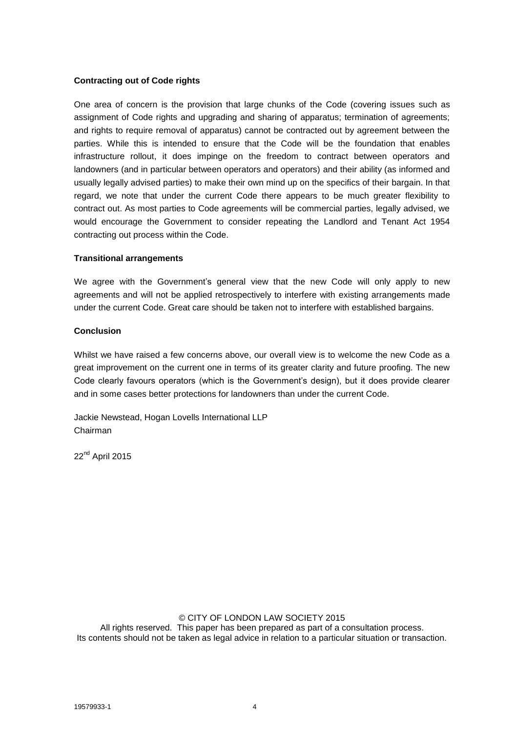**Contracting out of Code rights**

One area of concern is the provision that large chunks of the Code (covering issues such as assignment of Code rights and upgrading and sharing of apparatus; termination of agreements; and rights to require removal of apparatus) cannot be contracted out by agreement between the parties. While this is intended to ensure that the Code will be the foundation that enables infrastructure rollout, it does impinge on the freedom to contract between operators and landowners (and in particular between operators and operators) and their ability (as informed and usually legally advised parties) to make their own mind up on the specifics of their bargain. In that regard, we note that under the current Code there appears to be much greater flexibility to contract out. As most parties to Code agreements will be commercial parties, legally advised, we would encourage the Government to consider repeating the Landlord and Tenant Act 1954 contracting out process within the Code.

**Transitional arrangements**

We agree with the Government's general view that the new Code will only apply to new agreements and will not be applied retrospectively to interfere with existing arrangements made under the current Code. Great care should be taken not to interfere with established bargains.

**Conclusion**

Whilst we have raised a few concerns above, our overall view is to welcome the new Code as a great improvement on the current one in terms of its greater clarity and future proofing. The new Code clearly favours operators (which is the Government's design), but it does provide clearer and in some cases better protections for landowners than under the current Code.

Jackie Newstead, Hogan Lovells International LLP
Chairman

22nd April 2015

© CITY OF LONDON LAW SOCIETY 2015
All rights reserved. This paper has been prepared as part of a consultation process.
Its contents should not be taken as legal advice in relation to a particular situation or transaction.

19579933-1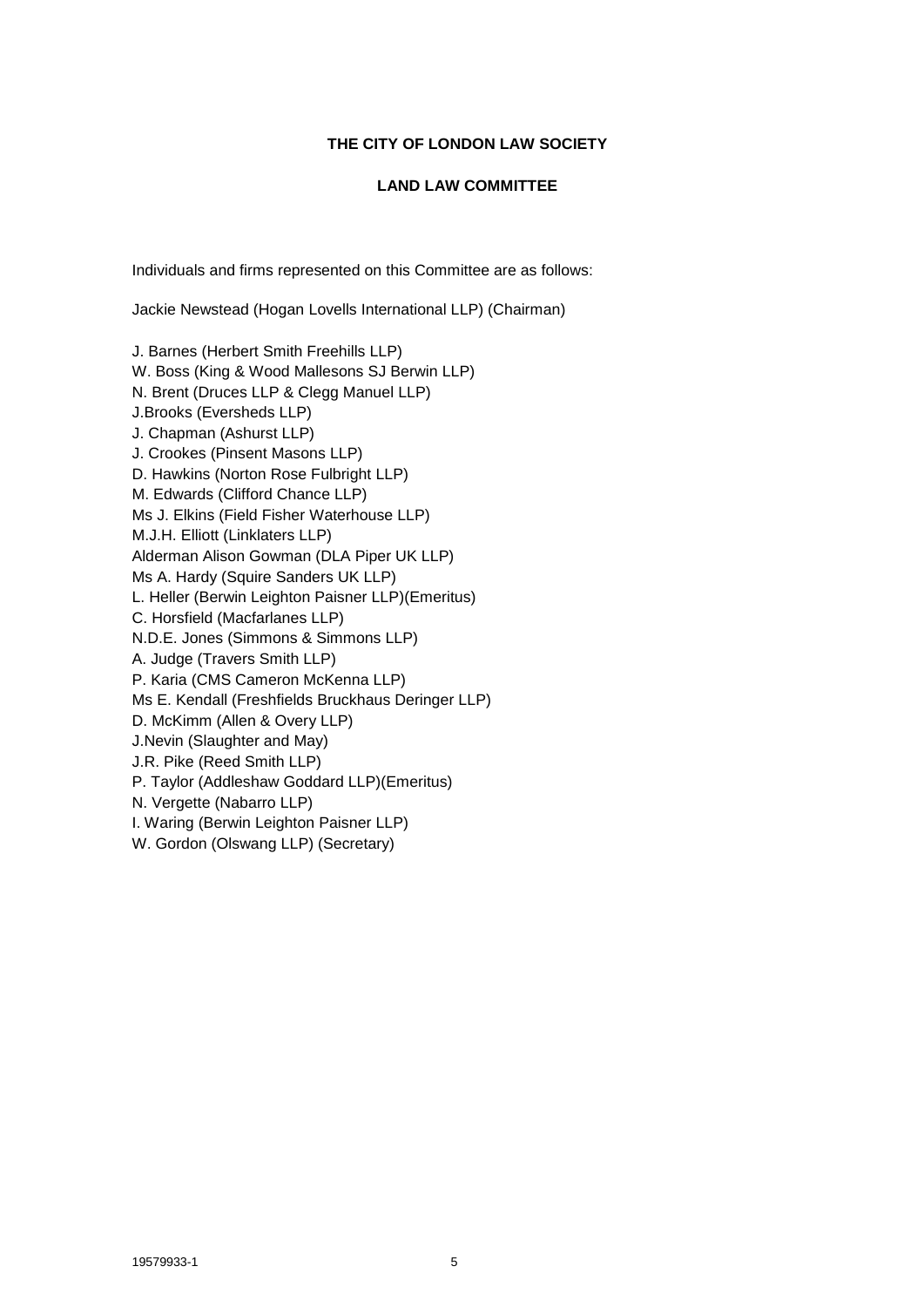**THE CITY OF LONDON LAW SOCIETY**

**LAND LAW COMMITTEE**

Individuals and firms represented on this Committee are as follows:

Jackie Newstead (Hogan Lovells International LLP) (Chairman)

J. Barnes (Herbert Smith Freehills LLP)
W. Boss (King & Wood Mallesons SJ Berwin LLP)
N. Brent (Druces LLP & Clegg Manuel LLP)
J.Brooks (Eversheds LLP)
J. Chapman (Ashurst LLP)
J. Crookes (Pinsent Masons LLP)
D. Hawkins (Norton Rose Fulbright LLP)
M. Edwards (Clifford Chance LLP)
Ms J. Elkins (Field Fisher Waterhouse LLP)
M.J.H. Elliott (Linklaters LLP)
Alderman Alison Gowman (DLA Piper UK LLP)
Ms A. Hardy (Squire Sanders UK LLP)
L. Heller (Berwin Leighton Paisner LLP)(Emeritus)
C. Horsfield (Macfarlanes LLP)
N.D.E. Jones (Simmons & Simmons LLP)
A. Judge (Travers Smith LLP)
P. Karia (CMS Cameron McKenna LLP)
Ms E. Kendall (Freshfields Bruckhaus Deringer LLP)
D. McKimm (Allen & Overy LLP)
J.Nevin (Slaughter and May)
J.R. Pike (Reed Smith LLP)
P. Taylor (Addleshaw Goddard LLP)(Emeritus)
N. Vergette (Nabarro LLP)
I. Waring (Berwin Leighton Paisner LLP)
W. Gordon (Olswang LLP) (Secretary)

19579933-1